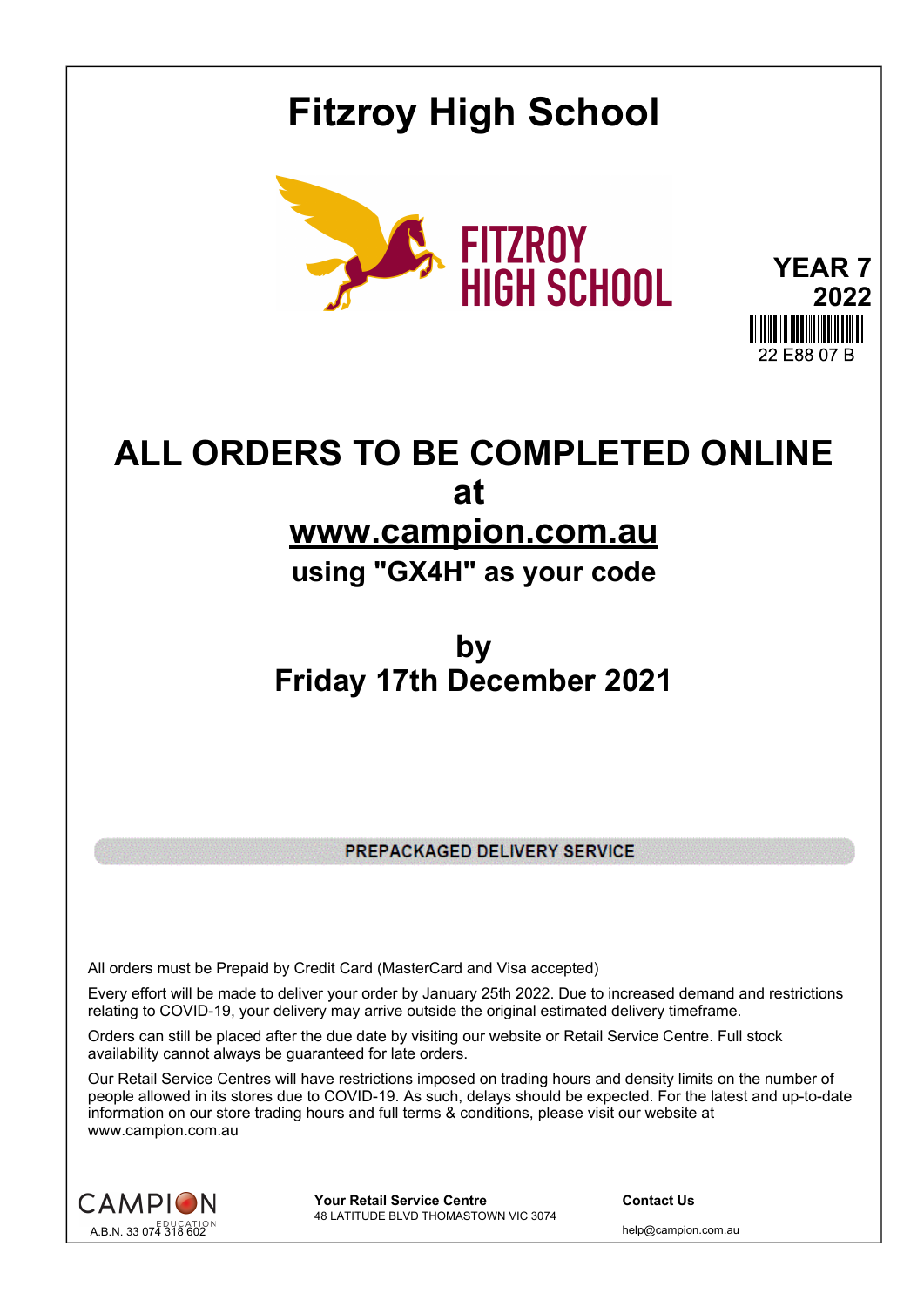# Fitzroy High School

FITZROY HIGH SCHOOL

**YEAR 7**
**2022**

22 E88 07 B

## ALL ORDERS TO BE COMPLETED ONLINE at www.campion.com.au

### using "GX4H" as your code

### by Friday 17th December 2021

**PREPACKAGED DELIVERY SERVICE**

All orders must be Prepaid by Credit Card (MasterCard and Visa accepted)

Every effort will be made to deliver your order by January 25th 2022. Due to increased demand and restrictions relating to COVID-19, your delivery may arrive outside the original estimated delivery timeframe.

Orders can still be placed after the due date by visiting our website or Retail Service Centre. Full stock availability cannot always be guaranteed for late orders.

Our Retail Service Centres will have restrictions imposed on trading hours and density limits on the number of people allowed in its stores due to COVID-19. As such, delays should be expected. For the latest and up-to-date information on our store trading hours and full terms & conditions, please visit our website at www.campion.com.au

CAMPION EDUCATION
A.B.N. 33 074 318 602

**Your Retail Service Centre**
48 LATITUDE BLVD THOMASTOWN VIC 3074

**Contact Us**
help@campion.com.au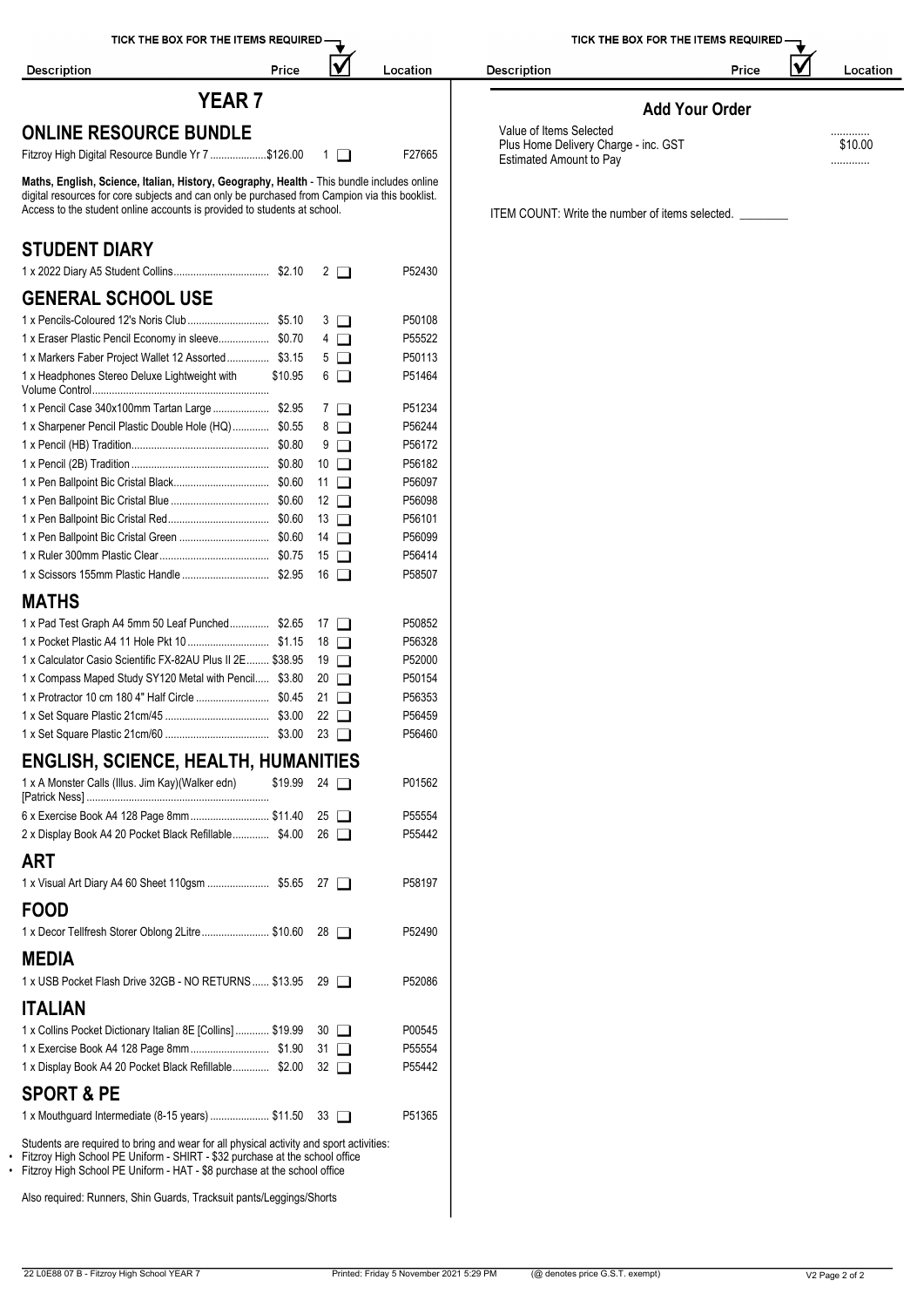TICK THE BOX FOR THE ITEMS REQUIRED

| Description | Price | ☑ | Location |
|---|---|---|---|

# YEAR 7

## ONLINE RESOURCE BUNDLE

| Description | Price | ☑ | Location |
|---|---|---|---|
| Fitzroy High Digital Resource Bundle Yr 7 | $126.00 | 1 ☐ | F27665 |

**Maths, English, Science, Italian, History, Geography, Health** - This bundle includes online digital resources for core subjects and can only be purchased from Campion via this booklist. Access to the student online accounts is provided to students at school.

## STUDENT DIARY

| Description | Price | ☑ | Location |
|---|---|---|---|
| 1 x 2022 Diary A5 Student Collins | $2.10 | 2 ☐ | P52430 |

## GENERAL SCHOOL USE

| Description | Price | ☑ | Location |
|---|---|---|---|
| 1 x Pencils-Coloured 12's Noris Club | $5.10 | 3 ☐ | P50108 |
| 1 x Eraser Plastic Pencil Economy in sleeve | $0.70 | 4 ☐ | P55522 |
| 1 x Markers Faber Project Wallet 12 Assorted | $3.15 | 5 ☐ | P50113 |
| 1 x Headphones Stereo Deluxe Lightweight with Volume Control | $10.95 | 6 ☐ | P51464 |
| 1 x Pencil Case 340x100mm Tartan Large | $2.95 | 7 ☐ | P51234 |
| 1 x Sharpener Pencil Plastic Double Hole (HQ) | $0.55 | 8 ☐ | P56244 |
| 1 x Pencil (HB) Tradition | $0.80 | 9 ☐ | P56172 |
| 1 x Pencil (2B) Tradition | $0.80 | 10 ☐ | P56182 |
| 1 x Pen Ballpoint Bic Cristal Black | $0.60 | 11 ☐ | P56097 |
| 1 x Pen Ballpoint Bic Cristal Blue | $0.60 | 12 ☐ | P56098 |
| 1 x Pen Ballpoint Bic Cristal Red | $0.60 | 13 ☐ | P56101 |
| 1 x Pen Ballpoint Bic Cristal Green | $0.60 | 14 ☐ | P56099 |
| 1 x Ruler 300mm Plastic Clear | $0.75 | 15 ☐ | P56414 |
| 1 x Scissors 155mm Plastic Handle | $2.95 | 16 ☐ | P58507 |

## MATHS

| Description | Price | ☑ | Location |
|---|---|---|---|
| 1 x Pad Test Graph A4 5mm 50 Leaf Punched | $2.65 | 17 ☐ | P50852 |
| 1 x Pocket Plastic A4 11 Hole Pkt 10 | $1.15 | 18 ☐ | P56328 |
| 1 x Calculator Casio Scientific FX-82AU Plus II 2E | $38.95 | 19 ☐ | P52000 |
| 1 x Compass Maped Study SY120 Metal with Pencil | $3.80 | 20 ☐ | P50154 |
| 1 x Protractor 10 cm 180 4" Half Circle | $0.45 | 21 ☐ | P56353 |
| 1 x Set Square Plastic 21cm/45 | $3.00 | 22 ☐ | P56459 |
| 1 x Set Square Plastic 21cm/60 | $3.00 | 23 ☐ | P56460 |

## ENGLISH, SCIENCE, HEALTH, HUMANITIES

| Description | Price | ☑ | Location |
|---|---|---|---|
| 1 x A Monster Calls (Illus. Jim Kay)(Walker edn) [Patrick Ness] | $19.99 | 24 ☐ | P01562 |
| 6 x Exercise Book A4 128 Page 8mm | $11.40 | 25 ☐ | P55554 |
| 2 x Display Book A4 20 Pocket Black Refillable | $4.00 | 26 ☐ | P55442 |

## ART

| Description | Price | ☑ | Location |
|---|---|---|---|
| 1 x Visual Art Diary A4 60 Sheet 110gsm | $5.65 | 27 ☐ | P58197 |

## FOOD

| Description | Price | ☑ | Location |
|---|---|---|---|
| 1 x Decor Tellfresh Storer Oblong 2Litre | $10.60 | 28 ☐ | P52490 |

## MEDIA

| Description | Price | ☑ | Location |
|---|---|---|---|
| 1 x USB Pocket Flash Drive 32GB - NO RETURNS | $13.95 | 29 ☐ | P52086 |

## ITALIAN

| Description | Price | ☑ | Location |
|---|---|---|---|
| 1 x Collins Pocket Dictionary Italian 8E [Collins] | $19.99 | 30 ☐ | P00545 |
| 1 x Exercise Book A4 128 Page 8mm | $1.90 | 31 ☐ | P55554 |
| 1 x Display Book A4 20 Pocket Black Refillable | $2.00 | 32 ☐ | P55442 |

## SPORT & PE

| Description | Price | ☑ | Location |
|---|---|---|---|
| 1 x Mouthguard Intermediate (8-15 years) | $11.50 | 33 ☐ | P51365 |

Students are required to bring and wear for all physical activity and sport activities:

- Fitzroy High School PE Uniform - SHIRT - $32 purchase at the school office
- Fitzroy High School PE Uniform - HAT - $8 purchase at the school office

Also required: Runners, Shin Guards, Tracksuit pants/Leggings/Shorts

## Add Your Order

| | |
|---|---|
| Value of Items Selected | ............ |
| Plus Home Delivery Charge - inc. GST | $10.00 |
| Estimated Amount to Pay | ............ |

ITEM COUNT: Write the number of items selected. ________

22 L0E88 07 B - Fitzroy High School YEAR 7 | Printed: Friday 5 November 2021 5:29 PM | (@ denotes price G.S.T. exempt) | V2